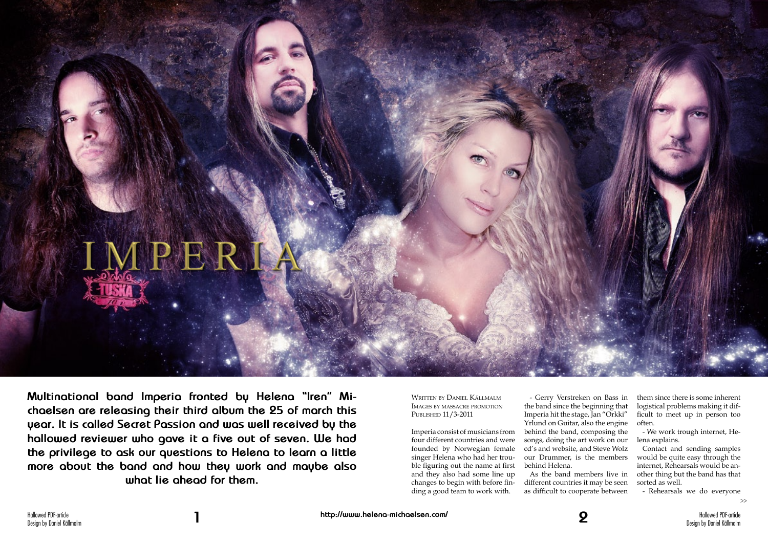# IMPERIA

**Multinational band Imperia fronted by Helena "Iren" Michaelsen are releasing their third album the 25 of march this year. It is called Secret Passion and was well received by the hallowed reviewer who gave it a five out of seven. We had the privilege to ask our questions to Helena to learn a little more about the band and how they work and maybe also what lie ahead for them.**

Written by Daniel Källmalm
Images by massacre promotion
Published 11/3-2011

Imperia consist of musicians from four different countries and were founded by Norwegian female singer Helena who had her trouble figuring out the name at first and they also had some line up changes to begin with before finding a good team to work with.

- Gerry Verstreken on Bass in the band since the beginning that Imperia hit the stage, Jan "Orkki" Yrlund on Guitar, also the engine behind the band, composing the songs, doing the art work on our cd's and website, and Steve Wolz our Drummer, is the members behind Helena.

As the band members live in different countries it may be seen as difficult to cooperate between them since there is some inherent logistical problems making it difficult to meet up in person too often.

- We work trough internet, Helena explains.

Contact and sending samples would be quite easy through the internet, Rehearsals would be another thing but the band has that sorted as well.

- Rehearsals we do everyone

http://www.helena-michaelsen.com/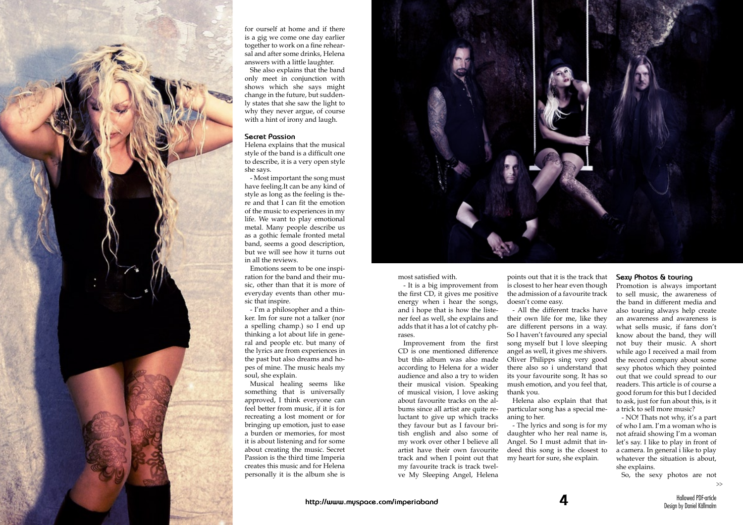for ourself at home and if there is a gig we come one day earlier together to work on a fine rehearsal and after some drinks, Helena answers with a little laughter.

She also explains that the band only meet in conjunction with shows which she says might change in the future, but suddenly states that she saw the light to why they never argue, of course with a hint of irony and laugh.

## Secret Passion

Helena explains that the musical style of the band is a difficult one to describe, it is a very open style she says.

- Most important the song must have feeling.It can be any kind of style as long as the feeling is there and that I can fit the emotion of the music to experiences in my life. We want to play emotional metal. Many people describe us as a gothic female fronted metal band, seems a good description, but we will see how it turns out in all the reviews.

Emotions seem to be one inspiration for the band and their music, other than that it is more of everyday events than other music that inspire.

- I'm a philosopher and a thinker. Im for sure not a talker (nor a spelling champ.) so I end up thinking a lot about life in general and people etc. but many of the lyrics are from experiences in the past but also dreams and hopes of mine. The music heals my soul, she explain.

Musical healing seems like something that is universally approved, I think everyone can feel better from music, if it is for recreating a lost moment or for bringing up emotion, just to ease a burden or memories, for most it is about listening and for some about creating the music. Secret Passion is the third time Imperia creates this music and for Helena personally it is the album she is most satisfied with.

- It is a big improvement from the first CD, it gives me positive energy when i hear the songs, and i hope that is how the listener feel as well, she explains and adds that it has a lot of catchy phrases.

Improvement from the first CD is one mentioned difference but this album was also made according to Helena for a wider audience and also a try to widen their musical vision. Speaking of musical vision, I love asking about favourite tracks on the albums since all artist are quite reluctant to give up which tracks they favour but as I favour british english and also some of my work over other I believe all artist have their own favourite track and when I point out that my favourite track is track twelve My Sleeping Angel, Helena points out that it is the track that is closest to her hear even though the admission of a favourite track doesn't come easy.

- All the different tracks have their own life for me, like they are different persons in a way. So I haven't favoured any special song myself but I love sleeping angel as well, it gives me shivers. Oliver Philipps sing very good there also so i understand that its your favourite song. It has so mush emotion, and you feel that, thank you.

Helena also explain that that particular song has a special meaning to her.

- The lyrics and song is for my daughter who her real name is, Angel. So I must admit that indeed this song is the closest to my heart for sure, she explain.

## Sexy Photos & touring

Promotion is always important to sell music, the awareness of the band in different media and also touring always help create an awareness and awareness is what sells music, if fans don't know about the band, they will not buy their music. A short while ago I received a mail from the record company about some sexy photos which they pointed out that we could spread to our readers. This article is of course a good forum for this but I decided to ask, just for fun about this, is it a trick to sell more music?

- NO! Thats not why, it's a part of who I am. I'm a woman who is not afraid showing I'm a woman let's say. I like to play in front of a camera. In general i like to play whatever the situation is about, she explains.

So, the sexy photos are not

>>

http://www.myspace.com/imperiaband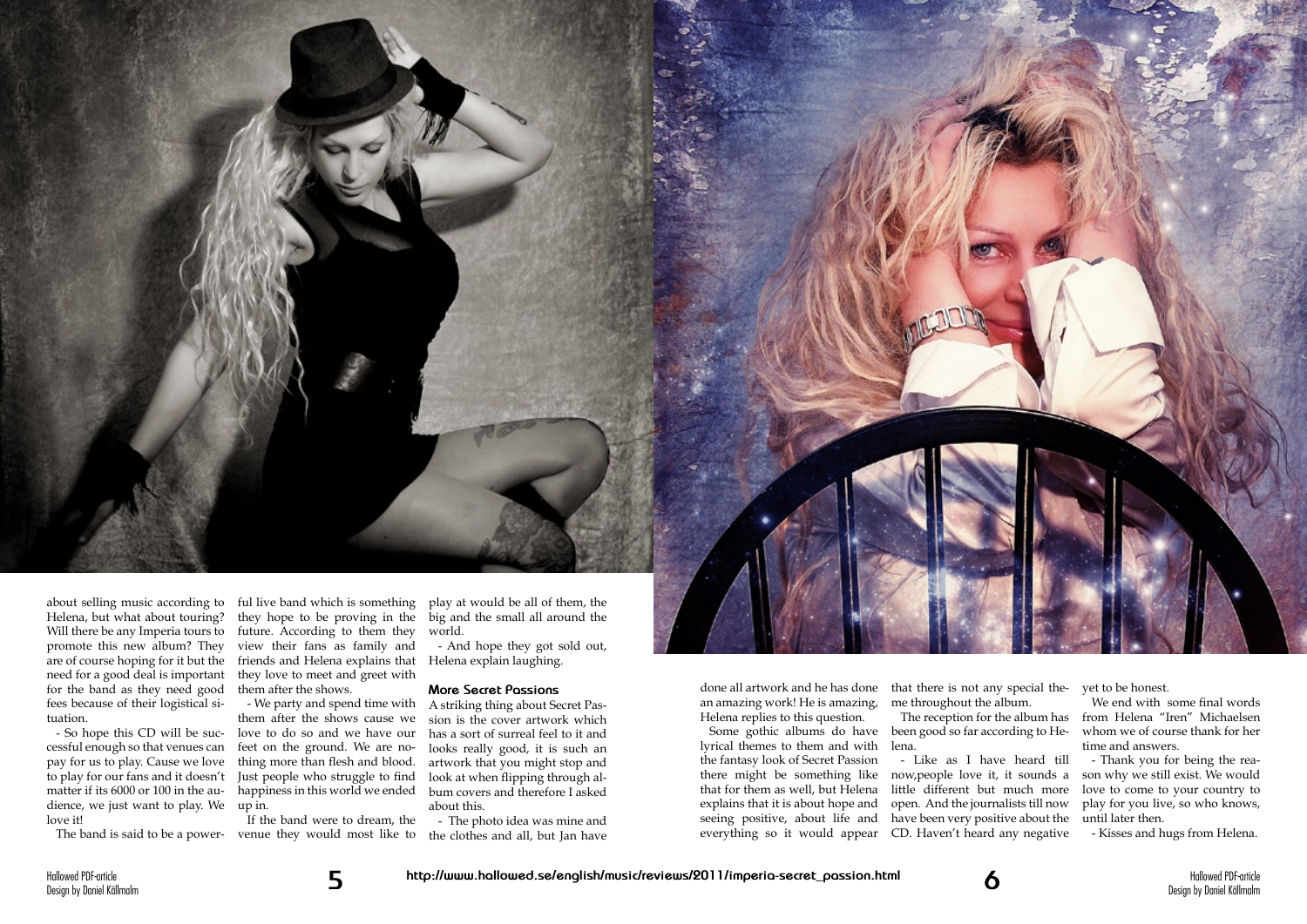about selling music according to Helena, but what about touring? Will there be any Imperia tours to promote this new album? They are of course hoping for it but the need for a good deal is important for the band as they need good fees because of their logistical situation.

- So hope this CD will be successful enough so that venues can pay for us to play. Cause we love to play for our fans and it doesn't matter if its 6000 or 100 in the audience, we just want to play. We love it!

The band is said to be a powerful live band which is something they hope to be proving in the future. According to them they view their fans as family and friends and Helena explains that they love to meet and greet with them after the shows.

- We party and spend time with them after the shows cause we love to do so and we have our feet on the ground. We are nothing more than flesh and blood. Just people who struggle to find happiness in this world we ended up in.

If the band were to dream, the venue they would most like to play at would be all of them, the big and the small all around the world.

- And hope they got sold out, Helena explain laughing.

### More Secret Passions

A striking thing about Secret Passion is the cover artwork which has a sort of surreal feel to it and looks really good, it is such an artwork that you might stop and look at when flipping through album covers and therefore I asked about this.

- The photo idea was mine and the clothes and all, but Jan have done all artwork and he has done an amazing work! He is amazing, Helena replies to this question.

Some gothic albums do have lyrical themes to them and with the fantasy look of Secret Passion there might be something like that for them as well, but Helena explains that it is about hope and seeing positive, about life and everything so it would appear that there is not any special theme throughout the album.

The reception for the album has been good so far according to Helena.

- Like as I have heard till now,people love it, it sounds a little different but much more open. And the journalists till now have been very positive about the CD. Haven't heard any negative yet to be honest.

We end with some final words from Helena "Iren" Michaelsen whom we of course thank for her time and answers.

- Thank you for being the reason why we still exist. We would love to come to your country to play for you live, so who knows, until later then.

- Kisses and hugs from Helena.

http://www.hallowed.se/english/music/reviews/2011/imperia-secret_passion.html